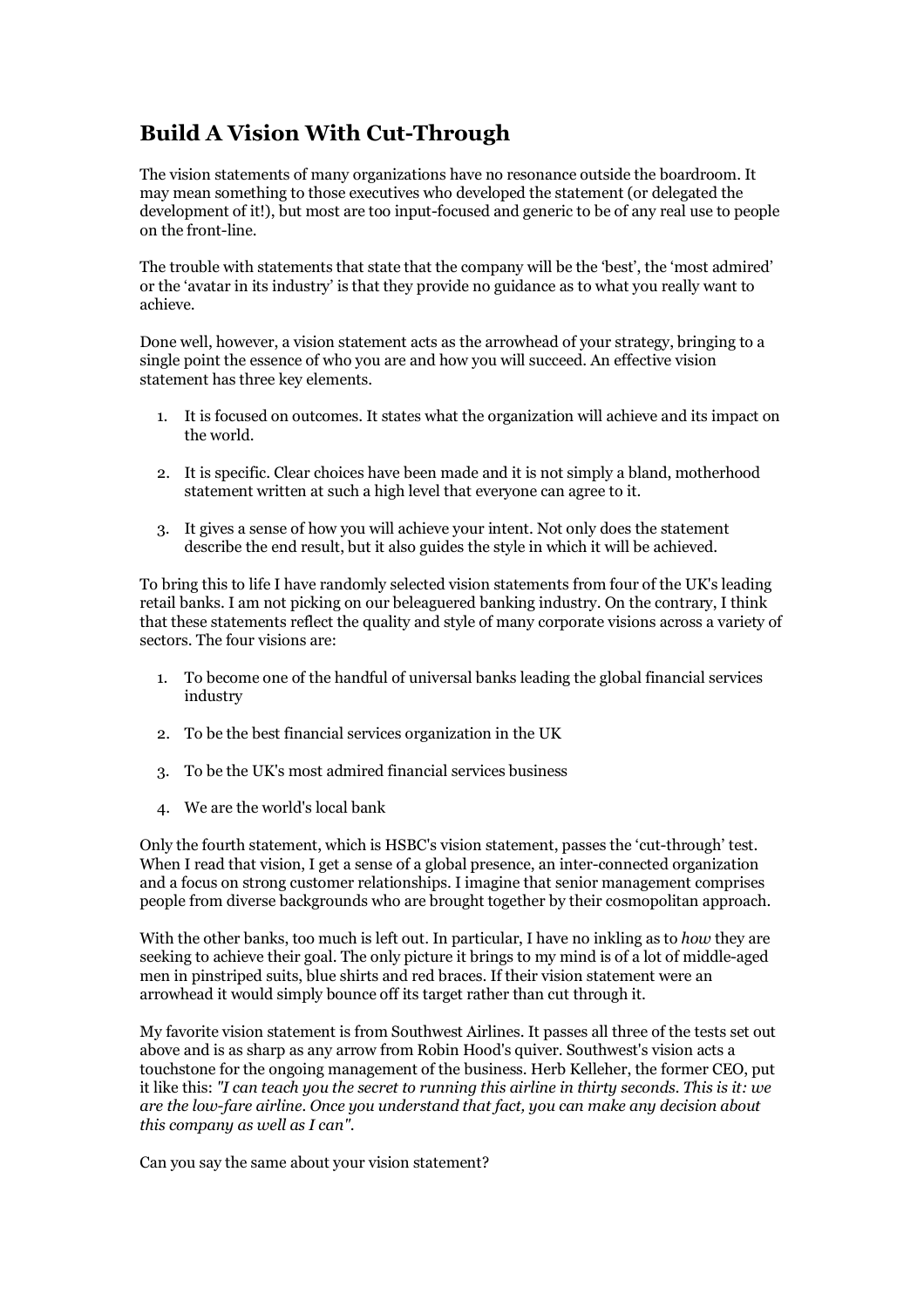# Build A Vision With Cut-Through

The vision statements of many organizations have no resonance outside the boardroom. It may mean something to those executives who developed the statement (or delegated the development of it!), but most are too input-focused and generic to be of any real use to people on the front-line.

The trouble with statements that state that the company will be the 'best', the 'most admired' or the 'avatar in its industry' is that they provide no guidance as to what you really want to achieve.

Done well, however, a vision statement acts as the arrowhead of your strategy, bringing to a single point the essence of who you are and how you will succeed. An effective vision statement has three key elements.

1. It is focused on outcomes. It states what the organization will achieve and its impact on the world.
2. It is specific. Clear choices have been made and it is not simply a bland, motherhood statement written at such a high level that everyone can agree to it.
3. It gives a sense of how you will achieve your intent. Not only does the statement describe the end result, but it also guides the style in which it will be achieved.

To bring this to life I have randomly selected vision statements from four of the UK's leading retail banks. I am not picking on our beleaguered banking industry. On the contrary, I think that these statements reflect the quality and style of many corporate visions across a variety of sectors. The four visions are:

1. To become one of the handful of universal banks leading the global financial services industry
2. To be the best financial services organization in the UK
3. To be the UK's most admired financial services business
4. We are the world's local bank

Only the fourth statement, which is HSBC's vision statement, passes the 'cut-through' test. When I read that vision, I get a sense of a global presence, an inter-connected organization and a focus on strong customer relationships. I imagine that senior management comprises people from diverse backgrounds who are brought together by their cosmopolitan approach.

With the other banks, too much is left out. In particular, I have no inkling as to *how* they are seeking to achieve their goal. The only picture it brings to my mind is of a lot of middle-aged men in pinstriped suits, blue shirts and red braces. If their vision statement were an arrowhead it would simply bounce off its target rather than cut through it.

My favorite vision statement is from Southwest Airlines. It passes all three of the tests set out above and is as sharp as any arrow from Robin Hood's quiver. Southwest's vision acts a touchstone for the ongoing management of the business. Herb Kelleher, the former CEO, put it like this: *"I can teach you the secret to running this airline in thirty seconds. This is it: we are the low-fare airline. Once you understand that fact, you can make any decision about this company as well as I can"*.

Can you say the same about your vision statement?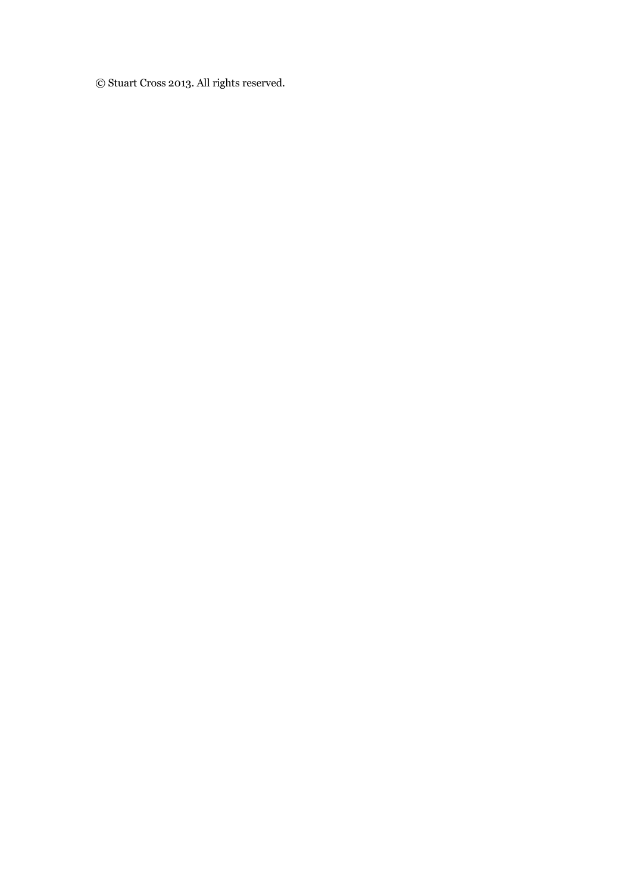© Stuart Cross 2013. All rights reserved.